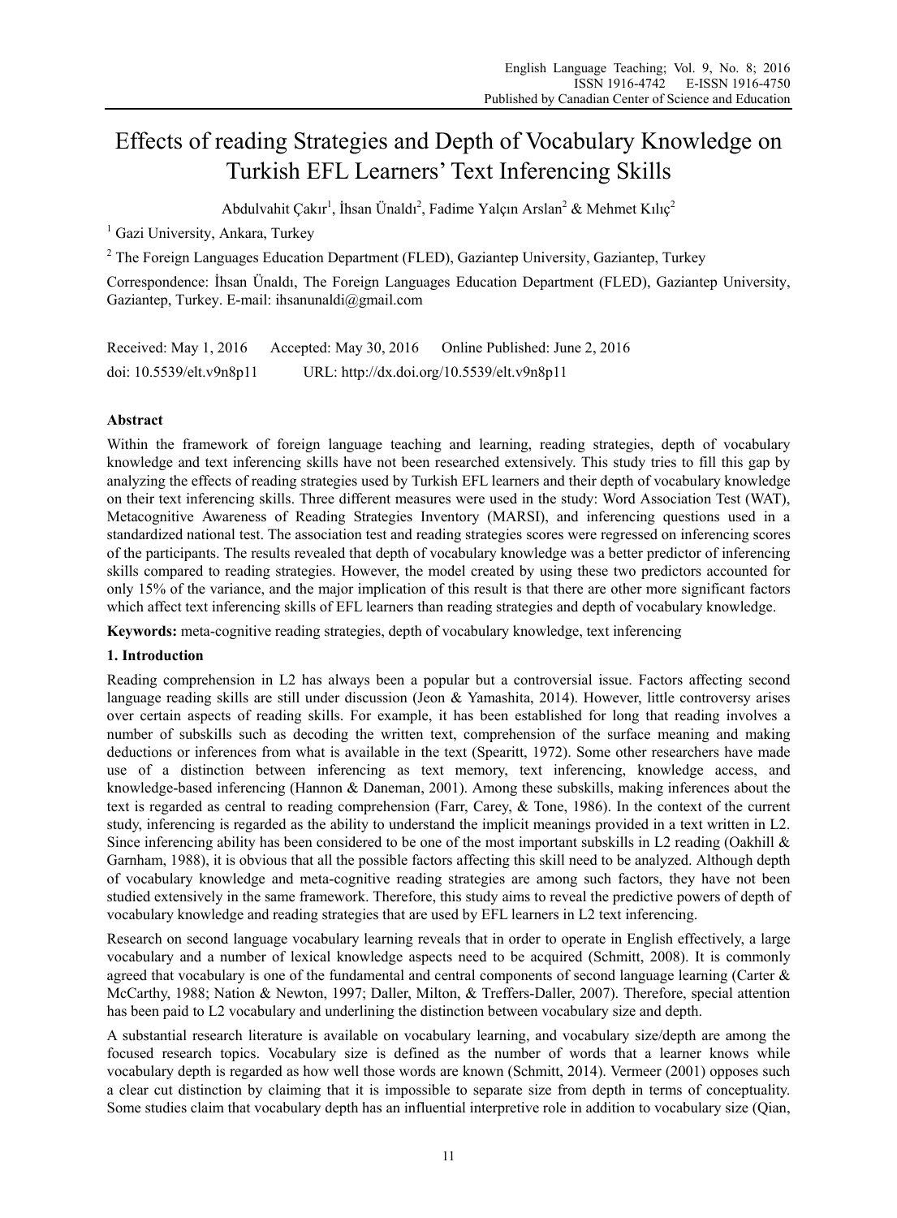# Effects of reading Strategies and Depth of Vocabulary Knowledge on Turkish EFL Learners' Text Inferencing Skills

Abdulvahit Çakır[1], İhsan Ünaldı[2], Fadime Yalçın Arslan[2] & Mehmet Kılıç[2]

[1] Gazi University, Ankara, Turkey

[2] The Foreign Languages Education Department (FLED), Gaziantep University, Gaziantep, Turkey

Correspondence: İhsan Ünaldı, The Foreign Languages Education Department (FLED), Gaziantep University, Gaziantep, Turkey. E-mail: ihsanunaldi@gmail.com

Received: May 1, 2016 Accepted: May 30, 2016 Online Published: June 2, 2016

doi: 10.5539/elt.v9n8p11 URL: http://dx.doi.org/10.5539/elt.v9n8p11

## Abstract

Within the framework of foreign language teaching and learning, reading strategies, depth of vocabulary knowledge and text inferencing skills have not been researched extensively. This study tries to fill this gap by analyzing the effects of reading strategies used by Turkish EFL learners and their depth of vocabulary knowledge on their text inferencing skills. Three different measures were used in the study: Word Association Test (WAT), Metacognitive Awareness of Reading Strategies Inventory (MARSI), and inferencing questions used in a standardized national test. The association test and reading strategies scores were regressed on inferencing scores of the participants. The results revealed that depth of vocabulary knowledge was a better predictor of inferencing skills compared to reading strategies. However, the model created by using these two predictors accounted for only 15% of the variance, and the major implication of this result is that there are other more significant factors which affect text inferencing skills of EFL learners than reading strategies and depth of vocabulary knowledge.

**Keywords:** meta-cognitive reading strategies, depth of vocabulary knowledge, text inferencing

## 1. Introduction

Reading comprehension in L2 has always been a popular but a controversial issue. Factors affecting second language reading skills are still under discussion (Jeon & Yamashita, 2014). However, little controversy arises over certain aspects of reading skills. For example, it has been established for long that reading involves a number of subskills such as decoding the written text, comprehension of the surface meaning and making deductions or inferences from what is available in the text (Spearitt, 1972). Some other researchers have made use of a distinction between inferencing as text memory, text inferencing, knowledge access, and knowledge-based inferencing (Hannon & Daneman, 2001). Among these subskills, making inferences about the text is regarded as central to reading comprehension (Farr, Carey, & Tone, 1986). In the context of the current study, inferencing is regarded as the ability to understand the implicit meanings provided in a text written in L2. Since inferencing ability has been considered to be one of the most important subskills in L2 reading (Oakhill & Garnham, 1988), it is obvious that all the possible factors affecting this skill need to be analyzed. Although depth of vocabulary knowledge and meta-cognitive reading strategies are among such factors, they have not been studied extensively in the same framework. Therefore, this study aims to reveal the predictive powers of depth of vocabulary knowledge and reading strategies that are used by EFL learners in L2 text inferencing.

Research on second language vocabulary learning reveals that in order to operate in English effectively, a large vocabulary and a number of lexical knowledge aspects need to be acquired (Schmitt, 2008). It is commonly agreed that vocabulary is one of the fundamental and central components of second language learning (Carter & McCarthy, 1988; Nation & Newton, 1997; Daller, Milton, & Treffers-Daller, 2007). Therefore, special attention has been paid to L2 vocabulary and underlining the distinction between vocabulary size and depth.

A substantial research literature is available on vocabulary learning, and vocabulary size/depth are among the focused research topics. Vocabulary size is defined as the number of words that a learner knows while vocabulary depth is regarded as how well those words are known (Schmitt, 2014). Vermeer (2001) opposes such a clear cut distinction by claiming that it is impossible to separate size from depth in terms of conceptuality. Some studies claim that vocabulary depth has an influential interpretive role in addition to vocabulary size (Qian,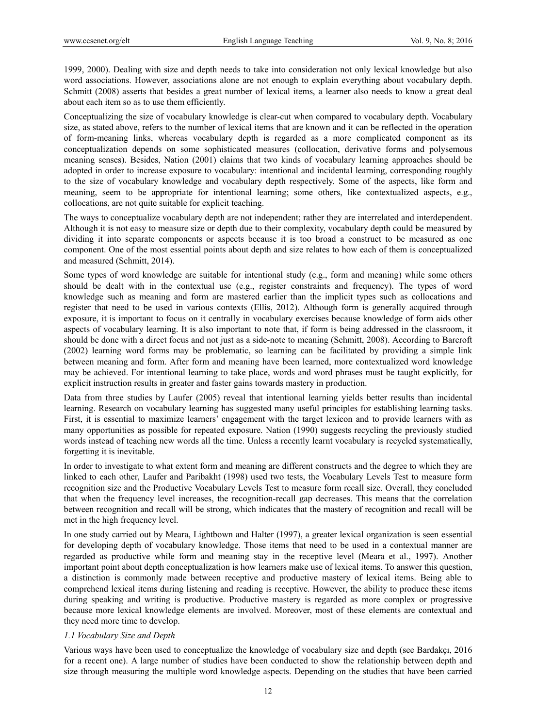1999, 2000). Dealing with size and depth needs to take into consideration not only lexical knowledge but also word associations. However, associations alone are not enough to explain everything about vocabulary depth. Schmitt (2008) asserts that besides a great number of lexical items, a learner also needs to know a great deal about each item so as to use them efficiently.

Conceptualizing the size of vocabulary knowledge is clear-cut when compared to vocabulary depth. Vocabulary size, as stated above, refers to the number of lexical items that are known and it can be reflected in the operation of form-meaning links, whereas vocabulary depth is regarded as a more complicated component as its conceptualization depends on some sophisticated measures (collocation, derivative forms and polysemous meaning senses). Besides, Nation (2001) claims that two kinds of vocabulary learning approaches should be adopted in order to increase exposure to vocabulary: intentional and incidental learning, corresponding roughly to the size of vocabulary knowledge and vocabulary depth respectively. Some of the aspects, like form and meaning, seem to be appropriate for intentional learning; some others, like contextualized aspects, e.g., collocations, are not quite suitable for explicit teaching.

The ways to conceptualize vocabulary depth are not independent; rather they are interrelated and interdependent. Although it is not easy to measure size or depth due to their complexity, vocabulary depth could be measured by dividing it into separate components or aspects because it is too broad a construct to be measured as one component. One of the most essential points about depth and size relates to how each of them is conceptualized and measured (Schmitt, 2014).

Some types of word knowledge are suitable for intentional study (e.g., form and meaning) while some others should be dealt with in the contextual use (e.g., register constraints and frequency). The types of word knowledge such as meaning and form are mastered earlier than the implicit types such as collocations and register that need to be used in various contexts (Ellis, 2012). Although form is generally acquired through exposure, it is important to focus on it centrally in vocabulary exercises because knowledge of form aids other aspects of vocabulary learning. It is also important to note that, if form is being addressed in the classroom, it should be done with a direct focus and not just as a side-note to meaning (Schmitt, 2008). According to Barcroft (2002) learning word forms may be problematic, so learning can be facilitated by providing a simple link between meaning and form. After form and meaning have been learned, more contextualized word knowledge may be achieved. For intentional learning to take place, words and word phrases must be taught explicitly, for explicit instruction results in greater and faster gains towards mastery in production.

Data from three studies by Laufer (2005) reveal that intentional learning yields better results than incidental learning. Research on vocabulary learning has suggested many useful principles for establishing learning tasks. First, it is essential to maximize learners' engagement with the target lexicon and to provide learners with as many opportunities as possible for repeated exposure. Nation (1990) suggests recycling the previously studied words instead of teaching new words all the time. Unless a recently learnt vocabulary is recycled systematically, forgetting it is inevitable.

In order to investigate to what extent form and meaning are different constructs and the degree to which they are linked to each other, Laufer and Paribakht (1998) used two tests, the Vocabulary Levels Test to measure form recognition size and the Productive Vocabulary Levels Test to measure form recall size. Overall, they concluded that when the frequency level increases, the recognition-recall gap decreases. This means that the correlation between recognition and recall will be strong, which indicates that the mastery of recognition and recall will be met in the high frequency level.

In one study carried out by Meara, Lightbown and Halter (1997), a greater lexical organization is seen essential for developing depth of vocabulary knowledge. Those items that need to be used in a contextual manner are regarded as productive while form and meaning stay in the receptive level (Meara et al., 1997). Another important point about depth conceptualization is how learners make use of lexical items. To answer this question, a distinction is commonly made between receptive and productive mastery of lexical items. Being able to comprehend lexical items during listening and reading is receptive. However, the ability to produce these items during speaking and writing is productive. Productive mastery is regarded as more complex or progressive because more lexical knowledge elements are involved. Moreover, most of these elements are contextual and they need more time to develop.

### *1.1 Vocabulary Size and Depth*

Various ways have been used to conceptualize the knowledge of vocabulary size and depth (see Bardakçı, 2016 for a recent one). A large number of studies have been conducted to show the relationship between depth and size through measuring the multiple word knowledge aspects. Depending on the studies that have been carried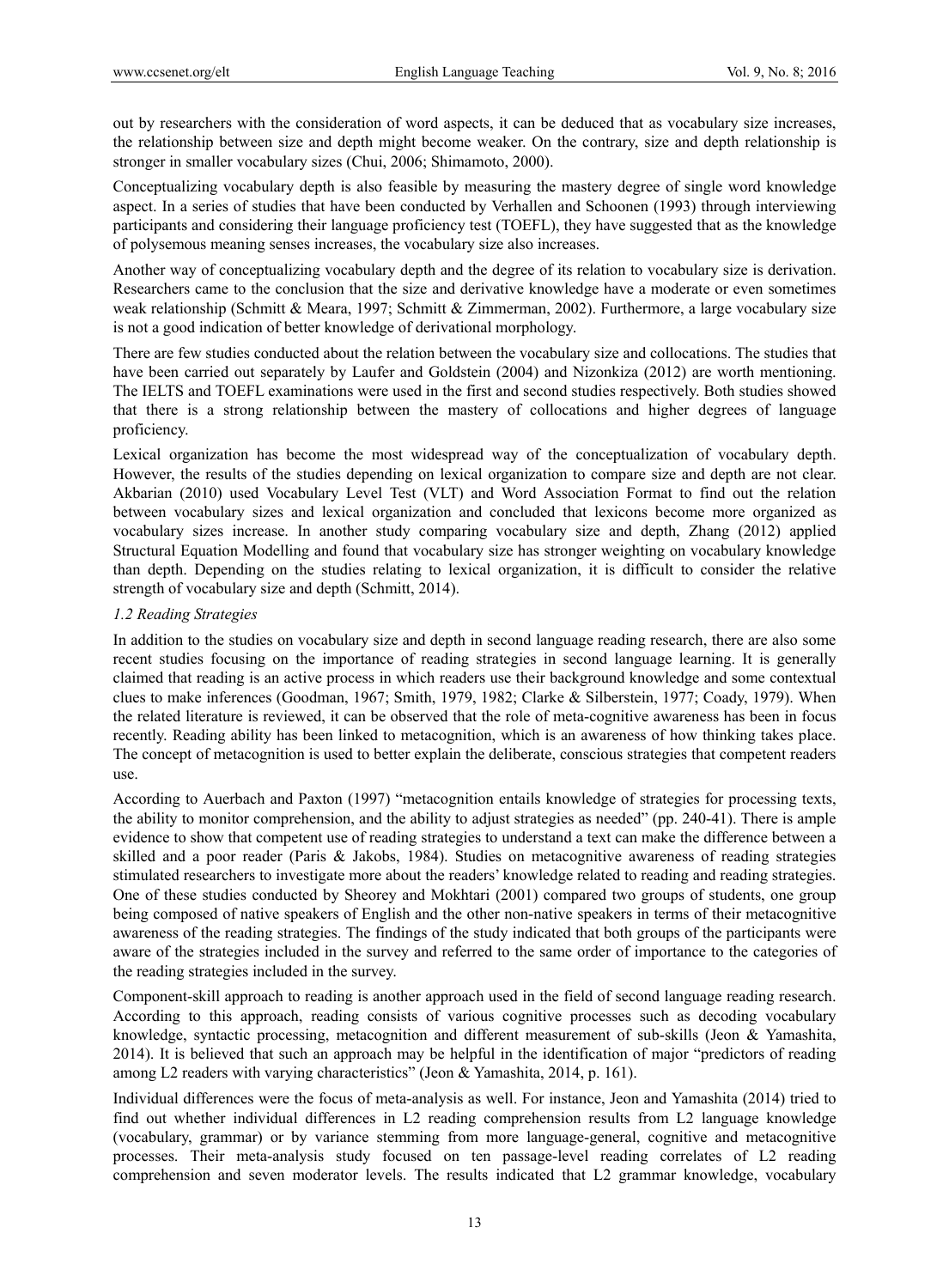out by researchers with the consideration of word aspects, it can be deduced that as vocabulary size increases, the relationship between size and depth might become weaker. On the contrary, size and depth relationship is stronger in smaller vocabulary sizes (Chui, 2006; Shimamoto, 2000).

Conceptualizing vocabulary depth is also feasible by measuring the mastery degree of single word knowledge aspect. In a series of studies that have been conducted by Verhallen and Schoonen (1993) through interviewing participants and considering their language proficiency test (TOEFL), they have suggested that as the knowledge of polysemous meaning senses increases, the vocabulary size also increases.

Another way of conceptualizing vocabulary depth and the degree of its relation to vocabulary size is derivation. Researchers came to the conclusion that the size and derivative knowledge have a moderate or even sometimes weak relationship (Schmitt & Meara, 1997; Schmitt & Zimmerman, 2002). Furthermore, a large vocabulary size is not a good indication of better knowledge of derivational morphology.

There are few studies conducted about the relation between the vocabulary size and collocations. The studies that have been carried out separately by Laufer and Goldstein (2004) and Nizonkiza (2012) are worth mentioning. The IELTS and TOEFL examinations were used in the first and second studies respectively. Both studies showed that there is a strong relationship between the mastery of collocations and higher degrees of language proficiency.

Lexical organization has become the most widespread way of the conceptualization of vocabulary depth. However, the results of the studies depending on lexical organization to compare size and depth are not clear. Akbarian (2010) used Vocabulary Level Test (VLT) and Word Association Format to find out the relation between vocabulary sizes and lexical organization and concluded that lexicons become more organized as vocabulary sizes increase. In another study comparing vocabulary size and depth, Zhang (2012) applied Structural Equation Modelling and found that vocabulary size has stronger weighting on vocabulary knowledge than depth. Depending on the studies relating to lexical organization, it is difficult to consider the relative strength of vocabulary size and depth (Schmitt, 2014).

### *1.2 Reading Strategies*

In addition to the studies on vocabulary size and depth in second language reading research, there are also some recent studies focusing on the importance of reading strategies in second language learning. It is generally claimed that reading is an active process in which readers use their background knowledge and some contextual clues to make inferences (Goodman, 1967; Smith, 1979, 1982; Clarke & Silberstein, 1977; Coady, 1979). When the related literature is reviewed, it can be observed that the role of meta-cognitive awareness has been in focus recently. Reading ability has been linked to metacognition, which is an awareness of how thinking takes place. The concept of metacognition is used to better explain the deliberate, conscious strategies that competent readers use.

According to Auerbach and Paxton (1997) "metacognition entails knowledge of strategies for processing texts, the ability to monitor comprehension, and the ability to adjust strategies as needed" (pp. 240-41). There is ample evidence to show that competent use of reading strategies to understand a text can make the difference between a skilled and a poor reader (Paris & Jakobs, 1984). Studies on metacognitive awareness of reading strategies stimulated researchers to investigate more about the readers' knowledge related to reading and reading strategies. One of these studies conducted by Sheorey and Mokhtari (2001) compared two groups of students, one group being composed of native speakers of English and the other non-native speakers in terms of their metacognitive awareness of the reading strategies. The findings of the study indicated that both groups of the participants were aware of the strategies included in the survey and referred to the same order of importance to the categories of the reading strategies included in the survey.

Component-skill approach to reading is another approach used in the field of second language reading research. According to this approach, reading consists of various cognitive processes such as decoding vocabulary knowledge, syntactic processing, metacognition and different measurement of sub-skills (Jeon & Yamashita, 2014). It is believed that such an approach may be helpful in the identification of major "predictors of reading among L2 readers with varying characteristics" (Jeon & Yamashita, 2014, p. 161).

Individual differences were the focus of meta-analysis as well. For instance, Jeon and Yamashita (2014) tried to find out whether individual differences in L2 reading comprehension results from L2 language knowledge (vocabulary, grammar) or by variance stemming from more language-general, cognitive and metacognitive processes. Their meta-analysis study focused on ten passage-level reading correlates of L2 reading comprehension and seven moderator levels. The results indicated that L2 grammar knowledge, vocabulary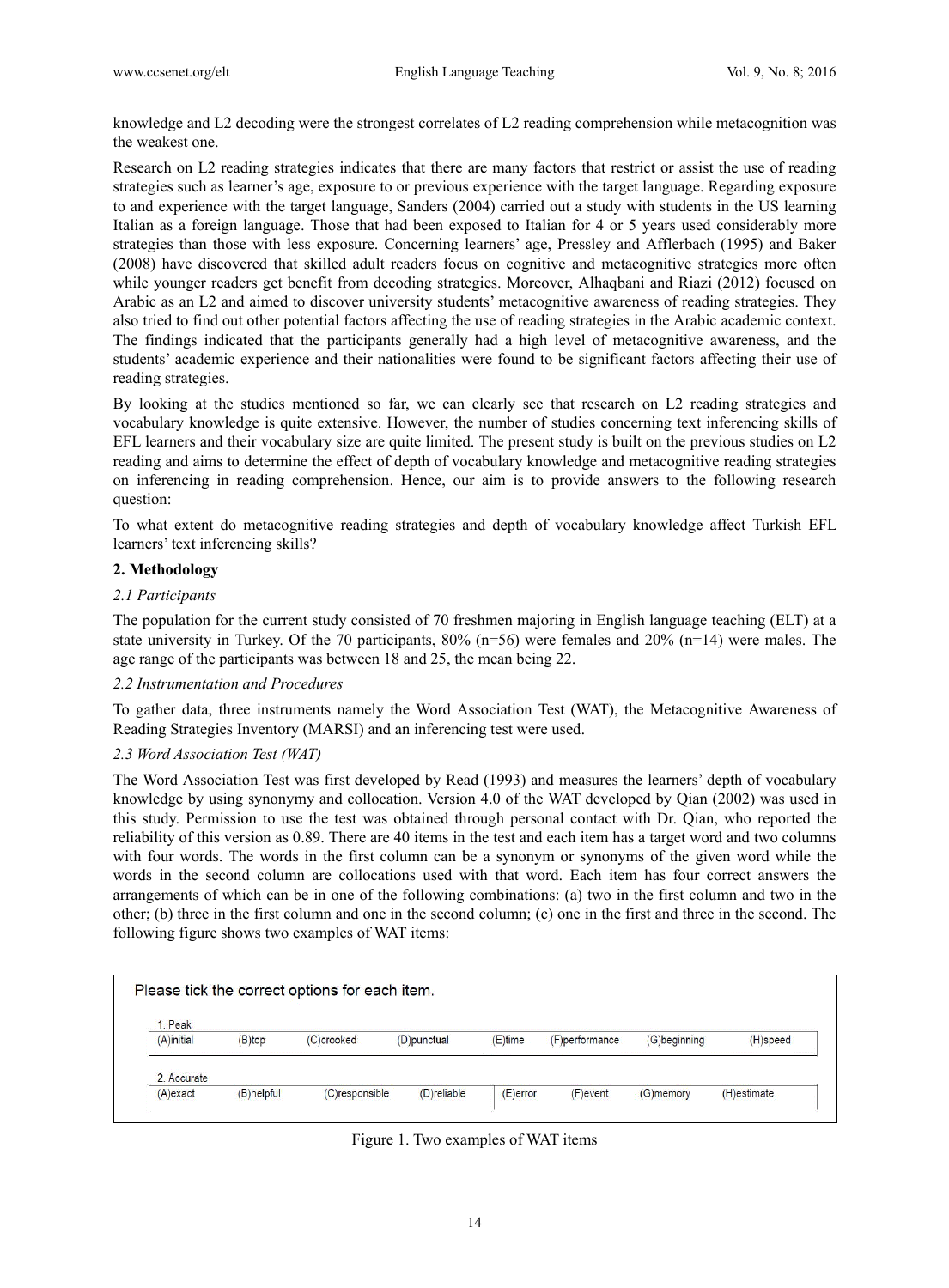knowledge and L2 decoding were the strongest correlates of L2 reading comprehension while metacognition was the weakest one.

Research on L2 reading strategies indicates that there are many factors that restrict or assist the use of reading strategies such as learner's age, exposure to or previous experience with the target language. Regarding exposure to and experience with the target language, Sanders (2004) carried out a study with students in the US learning Italian as a foreign language. Those that had been exposed to Italian for 4 or 5 years used considerably more strategies than those with less exposure. Concerning learners' age, Pressley and Afflerbach (1995) and Baker (2008) have discovered that skilled adult readers focus on cognitive and metacognitive strategies more often while younger readers get benefit from decoding strategies. Moreover, Alhaqbani and Riazi (2012) focused on Arabic as an L2 and aimed to discover university students' metacognitive awareness of reading strategies. They also tried to find out other potential factors affecting the use of reading strategies in the Arabic academic context. The findings indicated that the participants generally had a high level of metacognitive awareness, and the students' academic experience and their nationalities were found to be significant factors affecting their use of reading strategies.

By looking at the studies mentioned so far, we can clearly see that research on L2 reading strategies and vocabulary knowledge is quite extensive. However, the number of studies concerning text inferencing skills of EFL learners and their vocabulary size are quite limited. The present study is built on the previous studies on L2 reading and aims to determine the effect of depth of vocabulary knowledge and metacognitive reading strategies on inferencing in reading comprehension. Hence, our aim is to provide answers to the following research question:

To what extent do metacognitive reading strategies and depth of vocabulary knowledge affect Turkish EFL learners' text inferencing skills?

## 2. Methodology

### *2.1 Participants*

The population for the current study consisted of 70 freshmen majoring in English language teaching (ELT) at a state university in Turkey. Of the 70 participants, 80% (n=56) were females and 20% (n=14) were males. The age range of the participants was between 18 and 25, the mean being 22.

### *2.2 Instrumentation and Procedures*

To gather data, three instruments namely the Word Association Test (WAT), the Metacognitive Awareness of Reading Strategies Inventory (MARSI) and an inferencing test were used.

### *2.3 Word Association Test (WAT)*

The Word Association Test was first developed by Read (1993) and measures the learners' depth of vocabulary knowledge by using synonymy and collocation. Version 4.0 of the WAT developed by Qian (2002) was used in this study. Permission to use the test was obtained through personal contact with Dr. Qian, who reported the reliability of this version as 0.89. There are 40 items in the test and each item has a target word and two columns with four words. The words in the first column can be a synonym or synonyms of the given word while the words in the second column are collocations used with that word. Each item has four correct answers the arrangements of which can be in one of the following combinations: (a) two in the first column and two in the other; (b) three in the first column and one in the second column; (c) one in the first and three in the second. The following figure shows two examples of WAT items:

Please tick the correct options for each item.

1. Peak

| (A)initial | (B)top | (C)crooked | (D)punctual | (E)time | (F)performance | (G)beginning | (H)speed |
|---|---|---|---|---|---|---|---|

2. Accurate

| (A)exact | (B)helpful | (C)responsible | (D)reliable | (E)error | (F)event | (G)memory | (H)estimate |
|---|---|---|---|---|---|---|---|

Figure 1. Two examples of WAT items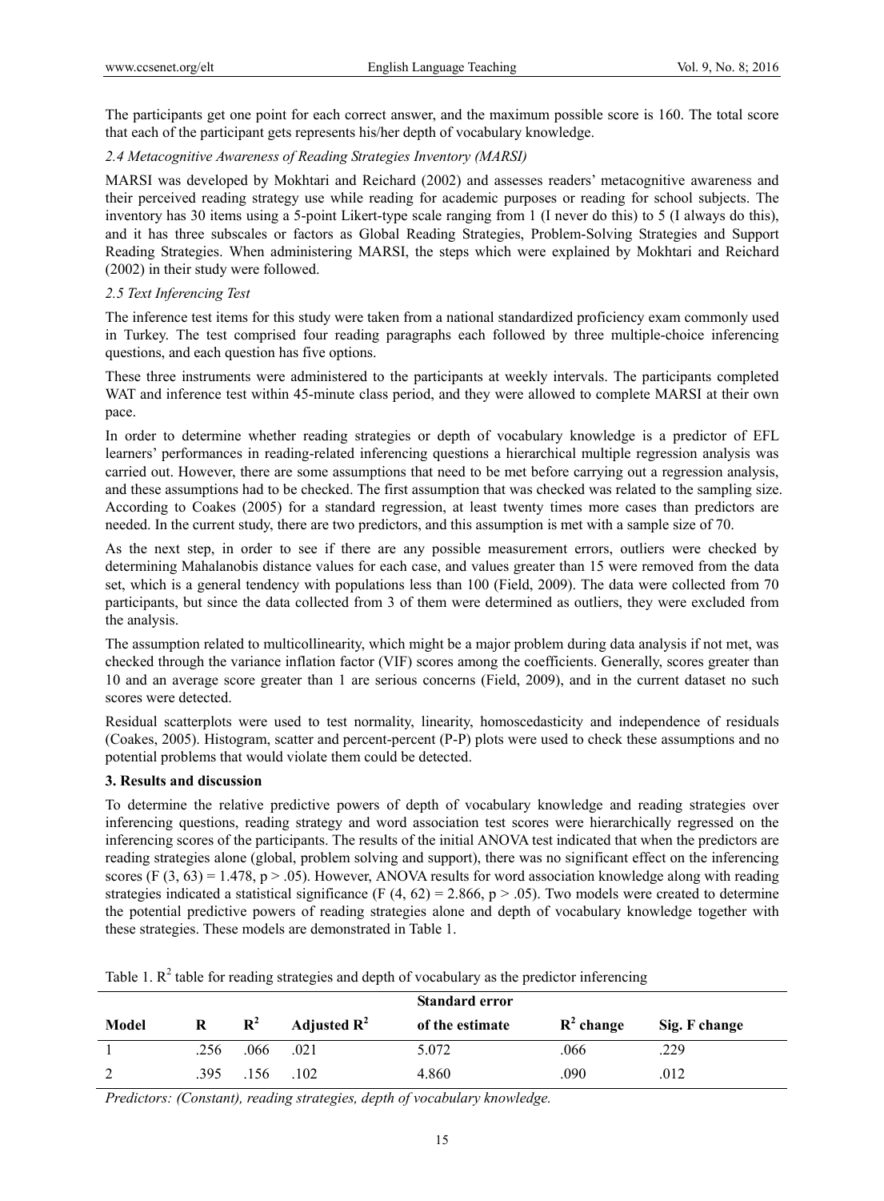The participants get one point for each correct answer, and the maximum possible score is 160. The total score that each of the participant gets represents his/her depth of vocabulary knowledge.

### *2.4 Metacognitive Awareness of Reading Strategies Inventory (MARSI)*

MARSI was developed by Mokhtari and Reichard (2002) and assesses readers' metacognitive awareness and their perceived reading strategy use while reading for academic purposes or reading for school subjects. The inventory has 30 items using a 5-point Likert-type scale ranging from 1 (I never do this) to 5 (I always do this), and it has three subscales or factors as Global Reading Strategies, Problem-Solving Strategies and Support Reading Strategies. When administering MARSI, the steps which were explained by Mokhtari and Reichard (2002) in their study were followed.

### *2.5 Text Inferencing Test*

The inference test items for this study were taken from a national standardized proficiency exam commonly used in Turkey. The test comprised four reading paragraphs each followed by three multiple-choice inferencing questions, and each question has five options.

These three instruments were administered to the participants at weekly intervals. The participants completed WAT and inference test within 45-minute class period, and they were allowed to complete MARSI at their own pace.

In order to determine whether reading strategies or depth of vocabulary knowledge is a predictor of EFL learners' performances in reading-related inferencing questions a hierarchical multiple regression analysis was carried out. However, there are some assumptions that need to be met before carrying out a regression analysis, and these assumptions had to be checked. The first assumption that was checked was related to the sampling size. According to Coakes (2005) for a standard regression, at least twenty times more cases than predictors are needed. In the current study, there are two predictors, and this assumption is met with a sample size of 70.

As the next step, in order to see if there are any possible measurement errors, outliers were checked by determining Mahalanobis distance values for each case, and values greater than 15 were removed from the data set, which is a general tendency with populations less than 100 (Field, 2009). The data were collected from 70 participants, but since the data collected from 3 of them were determined as outliers, they were excluded from the analysis.

The assumption related to multicollinearity, which might be a major problem during data analysis if not met, was checked through the variance inflation factor (VIF) scores among the coefficients. Generally, scores greater than 10 and an average score greater than 1 are serious concerns (Field, 2009), and in the current dataset no such scores were detected.

Residual scatterplots were used to test normality, linearity, homoscedasticity and independence of residuals (Coakes, 2005). Histogram, scatter and percent-percent (P-P) plots were used to check these assumptions and no potential problems that would violate them could be detected.

## 3. Results and discussion

To determine the relative predictive powers of depth of vocabulary knowledge and reading strategies over inferencing questions, reading strategy and word association test scores were hierarchically regressed on the inferencing scores of the participants. The results of the initial ANOVA test indicated that when the predictors are reading strategies alone (global, problem solving and support), there was no significant effect on the inferencing scores ($F(3, 63) = 1.478$, $p > .05$). However, ANOVA results for word association knowledge along with reading strategies indicated a statistical significance ($F(4, 62) = 2.866$, $p > .05$). Two models were created to determine the potential predictive powers of reading strategies alone and depth of vocabulary knowledge together with these strategies. These models are demonstrated in Table 1.

Table 1. $R^2$ table for reading strategies and depth of vocabulary as the predictor inferencing

| Model | R | $R^2$ | Adjusted $R^2$ | Standard error of the estimate | $R^2$ change | Sig. F change |
|---|---|---|---|---|---|---|
| 1 | .256 | .066 | .021 | 5.072 | .066 | .229 |
| 2 | .395 | .156 | .102 | 4.860 | .090 | .012 |

*Predictors: (Constant), reading strategies, depth of vocabulary knowledge.*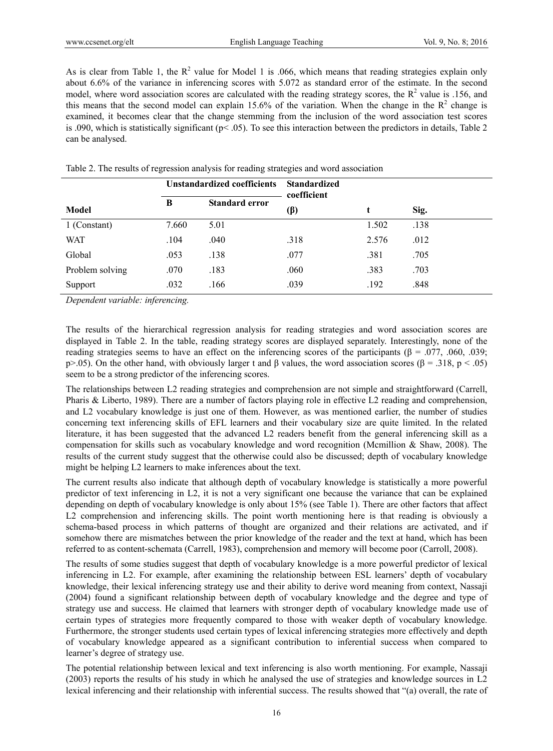As is clear from Table 1, the $R^2$ value for Model 1 is .066, which means that reading strategies explain only about 6.6% of the variance in inferencing scores with 5.072 as standard error of the estimate. In the second model, where word association scores are calculated with the reading strategy scores, the $R^2$ value is .156, and this means that the second model can explain 15.6% of the variation. When the change in the $R^2$ change is examined, it becomes clear that the change stemming from the inclusion of the word association test scores is .090, which is statistically significant ($p < .05$). To see this interaction between the predictors in details, Table 2 can be analysed.

Table 2. The results of regression analysis for reading strategies and word association

| | Unstandardized coefficients | | Standardized coefficient | | |
|---|---|---|---|---|---|
| **Model** | **B** | **Standard error** | **(β)** | **t** | **Sig.** |
| 1 (Constant) | 7.660 | 5.01 | | 1.502 | .138 |
| WAT | .104 | .040 | .318 | 2.576 | .012 |
| Global | .053 | .138 | .077 | .381 | .705 |
| Problem solving | .070 | .183 | .060 | .383 | .703 |
| Support | .032 | .166 | .039 | .192 | .848 |

*Dependent variable: inferencing.*

The results of the hierarchical regression analysis for reading strategies and word association scores are displayed in Table 2. In the table, reading strategy scores are displayed separately. Interestingly, none of the reading strategies seems to have an effect on the inferencing scores of the participants ($\beta = .077, .060, .039$; $p > .05$). On the other hand, with obviously larger t and β values, the word association scores ($\beta = .318$, $p < .05$) seem to be a strong predictor of the inferencing scores.

The relationships between L2 reading strategies and comprehension are not simple and straightforward (Carrell, Pharis & Liberto, 1989). There are a number of factors playing role in effective L2 reading and comprehension, and L2 vocabulary knowledge is just one of them. However, as was mentioned earlier, the number of studies concerning text inferencing skills of EFL learners and their vocabulary size are quite limited. In the related literature, it has been suggested that the advanced L2 readers benefit from the general inferencing skill as a compensation for skills such as vocabulary knowledge and word recognition (Mcmillion & Shaw, 2008). The results of the current study suggest that the otherwise could also be discussed; depth of vocabulary knowledge might be helping L2 learners to make inferences about the text.

The current results also indicate that although depth of vocabulary knowledge is statistically a more powerful predictor of text inferencing in L2, it is not a very significant one because the variance that can be explained depending on depth of vocabulary knowledge is only about 15% (see Table 1). There are other factors that affect L2 comprehension and inferencing skills. The point worth mentioning here is that reading is obviously a schema-based process in which patterns of thought are organized and their relations are activated, and if somehow there are mismatches between the prior knowledge of the reader and the text at hand, which has been referred to as content-schemata (Carrell, 1983), comprehension and memory will become poor (Carroll, 2008).

The results of some studies suggest that depth of vocabulary knowledge is a more powerful predictor of lexical inferencing in L2. For example, after examining the relationship between ESL learners' depth of vocabulary knowledge, their lexical inferencing strategy use and their ability to derive word meaning from context, Nassaji (2004) found a significant relationship between depth of vocabulary knowledge and the degree and type of strategy use and success. He claimed that learners with stronger depth of vocabulary knowledge made use of certain types of strategies more frequently compared to those with weaker depth of vocabulary knowledge. Furthermore, the stronger students used certain types of lexical inferencing strategies more effectively and depth of vocabulary knowledge appeared as a significant contribution to inferential success when compared to learner's degree of strategy use.

The potential relationship between lexical and text inferencing is also worth mentioning. For example, Nassaji (2003) reports the results of his study in which he analysed the use of strategies and knowledge sources in L2 lexical inferencing and their relationship with inferential success. The results showed that "(a) overall, the rate of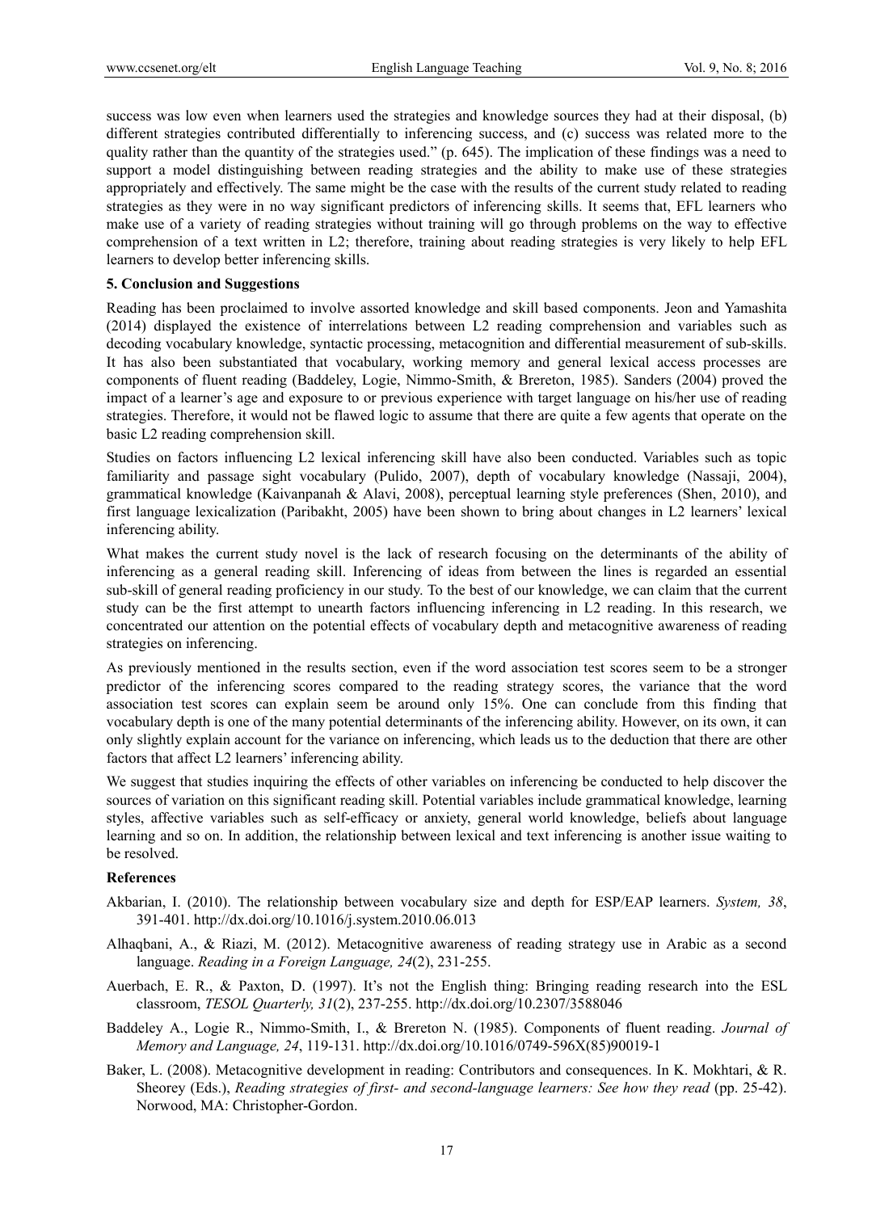success was low even when learners used the strategies and knowledge sources they had at their disposal, (b) different strategies contributed differentially to inferencing success, and (c) success was related more to the quality rather than the quantity of the strategies used." (p. 645). The implication of these findings was a need to support a model distinguishing between reading strategies and the ability to make use of these strategies appropriately and effectively. The same might be the case with the results of the current study related to reading strategies as they were in no way significant predictors of inferencing skills. It seems that, EFL learners who make use of a variety of reading strategies without training will go through problems on the way to effective comprehension of a text written in L2; therefore, training about reading strategies is very likely to help EFL learners to develop better inferencing skills.

### 5. Conclusion and Suggestions

Reading has been proclaimed to involve assorted knowledge and skill based components. Jeon and Yamashita (2014) displayed the existence of interrelations between L2 reading comprehension and variables such as decoding vocabulary knowledge, syntactic processing, metacognition and differential measurement of sub-skills. It has also been substantiated that vocabulary, working memory and general lexical access processes are components of fluent reading (Baddeley, Logie, Nimmo-Smith, & Brereton, 1985). Sanders (2004) proved the impact of a learner's age and exposure to or previous experience with target language on his/her use of reading strategies. Therefore, it would not be flawed logic to assume that there are quite a few agents that operate on the basic L2 reading comprehension skill.

Studies on factors influencing L2 lexical inferencing skill have also been conducted. Variables such as topic familiarity and passage sight vocabulary (Pulido, 2007), depth of vocabulary knowledge (Nassaji, 2004), grammatical knowledge (Kaivanpanah & Alavi, 2008), perceptual learning style preferences (Shen, 2010), and first language lexicalization (Paribakht, 2005) have been shown to bring about changes in L2 learners' lexical inferencing ability.

What makes the current study novel is the lack of research focusing on the determinants of the ability of inferencing as a general reading skill. Inferencing of ideas from between the lines is regarded an essential sub-skill of general reading proficiency in our study. To the best of our knowledge, we can claim that the current study can be the first attempt to unearth factors influencing inferencing in L2 reading. In this research, we concentrated our attention on the potential effects of vocabulary depth and metacognitive awareness of reading strategies on inferencing.

As previously mentioned in the results section, even if the word association test scores seem to be a stronger predictor of the inferencing scores compared to the reading strategy scores, the variance that the word association test scores can explain seem be around only 15%. One can conclude from this finding that vocabulary depth is one of the many potential determinants of the inferencing ability. However, on its own, it can only slightly explain account for the variance on inferencing, which leads us to the deduction that there are other factors that affect L2 learners' inferencing ability.

We suggest that studies inquiring the effects of other variables on inferencing be conducted to help discover the sources of variation on this significant reading skill. Potential variables include grammatical knowledge, learning styles, affective variables such as self-efficacy or anxiety, general world knowledge, beliefs about language learning and so on. In addition, the relationship between lexical and text inferencing is another issue waiting to be resolved.

### References

Akbarian, I. (2010). The relationship between vocabulary size and depth for ESP/EAP learners. *System, 38*, 391-401. http://dx.doi.org/10.1016/j.system.2010.06.013

Alhaqbani, A., & Riazi, M. (2012). Metacognitive awareness of reading strategy use in Arabic as a second language. *Reading in a Foreign Language, 24*(2), 231-255.

Auerbach, E. R., & Paxton, D. (1997). It's not the English thing: Bringing reading research into the ESL classroom, *TESOL Quarterly, 31*(2), 237-255. http://dx.doi.org/10.2307/3588046

Baddeley A., Logie R., Nimmo-Smith, I., & Brereton N. (1985). Components of fluent reading. *Journal of Memory and Language, 24*, 119-131. http://dx.doi.org/10.1016/0749-596X(85)90019-1

Baker, L. (2008). Metacognitive development in reading: Contributors and consequences. In K. Mokhtari, & R. Sheorey (Eds.), *Reading strategies of first- and second-language learners: See how they read* (pp. 25-42). Norwood, MA: Christopher-Gordon.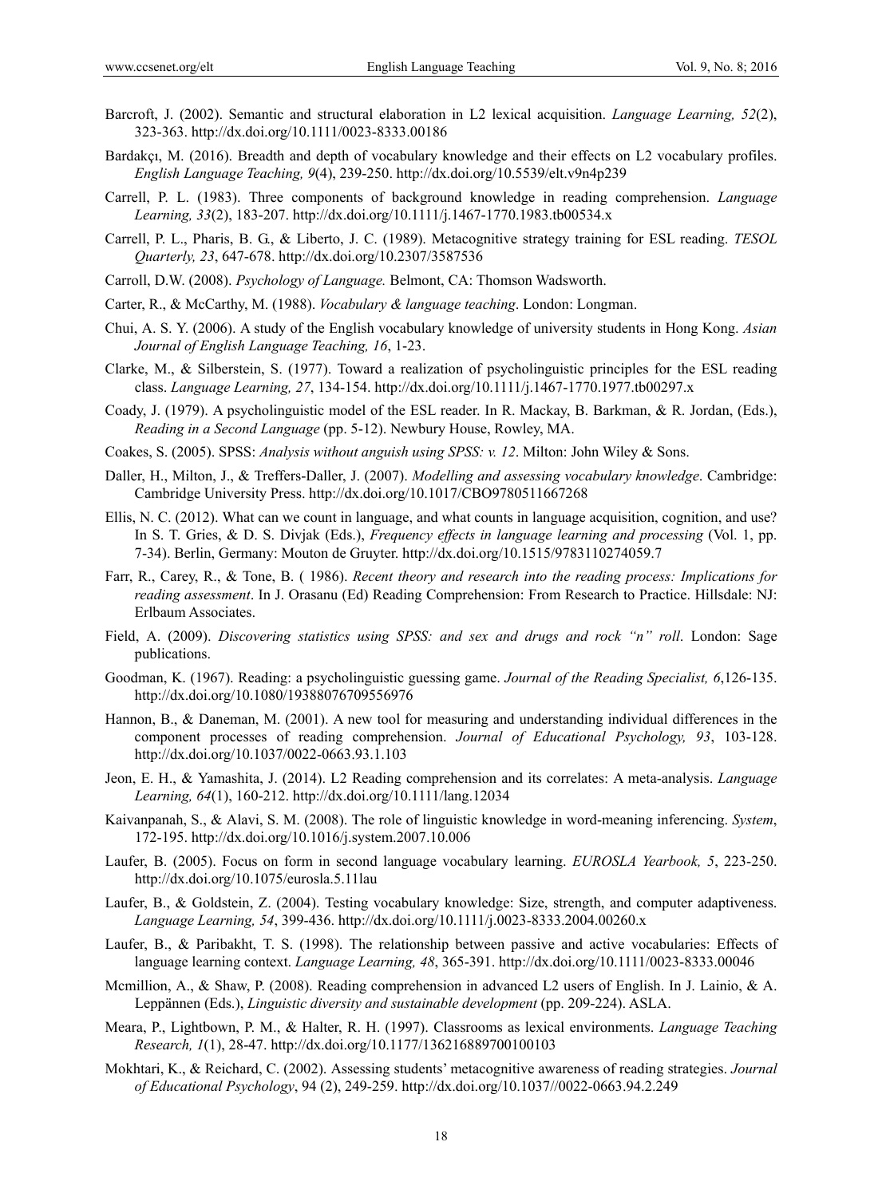Barcroft, J. (2002). Semantic and structural elaboration in L2 lexical acquisition. *Language Learning, 52*(2), 323-363. http://dx.doi.org/10.1111/0023-8333.00186

Bardakçı, M. (2016). Breadth and depth of vocabulary knowledge and their effects on L2 vocabulary profiles. *English Language Teaching, 9*(4), 239-250. http://dx.doi.org/10.5539/elt.v9n4p239

Carrell, P. L. (1983). Three components of background knowledge in reading comprehension. *Language Learning, 33*(2), 183-207. http://dx.doi.org/10.1111/j.1467-1770.1983.tb00534.x

Carrell, P. L., Pharis, B. G., & Liberto, J. C. (1989). Metacognitive strategy training for ESL reading. *TESOL Quarterly, 23*, 647-678. http://dx.doi.org/10.2307/3587536

Carroll, D.W. (2008). *Psychology of Language.* Belmont, CA: Thomson Wadsworth.

Carter, R., & McCarthy, M. (1988). *Vocabulary & language teaching*. London: Longman.

Chui, A. S. Y. (2006). A study of the English vocabulary knowledge of university students in Hong Kong. *Asian Journal of English Language Teaching, 16*, 1-23.

Clarke, M., & Silberstein, S. (1977). Toward a realization of psycholinguistic principles for the ESL reading class. *Language Learning, 27*, 134-154. http://dx.doi.org/10.1111/j.1467-1770.1977.tb00297.x

Coady, J. (1979). A psycholinguistic model of the ESL reader. In R. Mackay, B. Barkman, & R. Jordan, (Eds.), *Reading in a Second Language* (pp. 5-12). Newbury House, Rowley, MA.

Coakes, S. (2005). SPSS: *Analysis without anguish using SPSS: v. 12*. Milton: John Wiley & Sons.

Daller, H., Milton, J., & Treffers-Daller, J. (2007). *Modelling and assessing vocabulary knowledge*. Cambridge: Cambridge University Press. http://dx.doi.org/10.1017/CBO9780511667268

Ellis, N. C. (2012). What can we count in language, and what counts in language acquisition, cognition, and use? In S. T. Gries, & D. S. Divjak (Eds.), *Frequency effects in language learning and processing* (Vol. 1, pp. 7-34). Berlin, Germany: Mouton de Gruyter. http://dx.doi.org/10.1515/9783110274059.7

Farr, R., Carey, R., & Tone, B. ( 1986). *Recent theory and research into the reading process: Implications for reading assessment*. In J. Orasanu (Ed) Reading Comprehension: From Research to Practice. Hillsdale: NJ: Erlbaum Associates.

Field, A. (2009). *Discovering statistics using SPSS: and sex and drugs and rock "n" roll*. London: Sage publications.

Goodman, K. (1967). Reading: a psycholinguistic guessing game. *Journal of the Reading Specialist, 6*,126-135. http://dx.doi.org/10.1080/19388076709556976

Hannon, B., & Daneman, M. (2001). A new tool for measuring and understanding individual differences in the component processes of reading comprehension. *Journal of Educational Psychology, 93*, 103-128. http://dx.doi.org/10.1037/0022-0663.93.1.103

Jeon, E. H., & Yamashita, J. (2014). L2 Reading comprehension and its correlates: A meta-analysis. *Language Learning, 64*(1), 160-212. http://dx.doi.org/10.1111/lang.12034

Kaivanpanah, S., & Alavi, S. M. (2008). The role of linguistic knowledge in word-meaning inferencing. *System*, 172-195. http://dx.doi.org/10.1016/j.system.2007.10.006

Laufer, B. (2005). Focus on form in second language vocabulary learning. *EUROSLA Yearbook, 5*, 223-250. http://dx.doi.org/10.1075/eurosla.5.11lau

Laufer, B., & Goldstein, Z. (2004). Testing vocabulary knowledge: Size, strength, and computer adaptiveness. *Language Learning, 54*, 399-436. http://dx.doi.org/10.1111/j.0023-8333.2004.00260.x

Laufer, B., & Paribakht, T. S. (1998). The relationship between passive and active vocabularies: Effects of language learning context. *Language Learning, 48*, 365-391. http://dx.doi.org/10.1111/0023-8333.00046

Mcmillion, A., & Shaw, P. (2008). Reading comprehension in advanced L2 users of English. In J. Lainio, & A. Leppännen (Eds.), *Linguistic diversity and sustainable development* (pp. 209-224). ASLA.

Meara, P., Lightbown, P. M., & Halter, R. H. (1997). Classrooms as lexical environments. *Language Teaching Research, 1*(1), 28-47. http://dx.doi.org/10.1177/136216889700100103

Mokhtari, K., & Reichard, C. (2002). Assessing students' metacognitive awareness of reading strategies. *Journal of Educational Psychology*, 94 (2), 249-259. http://dx.doi.org/10.1037//0022-0663.94.2.249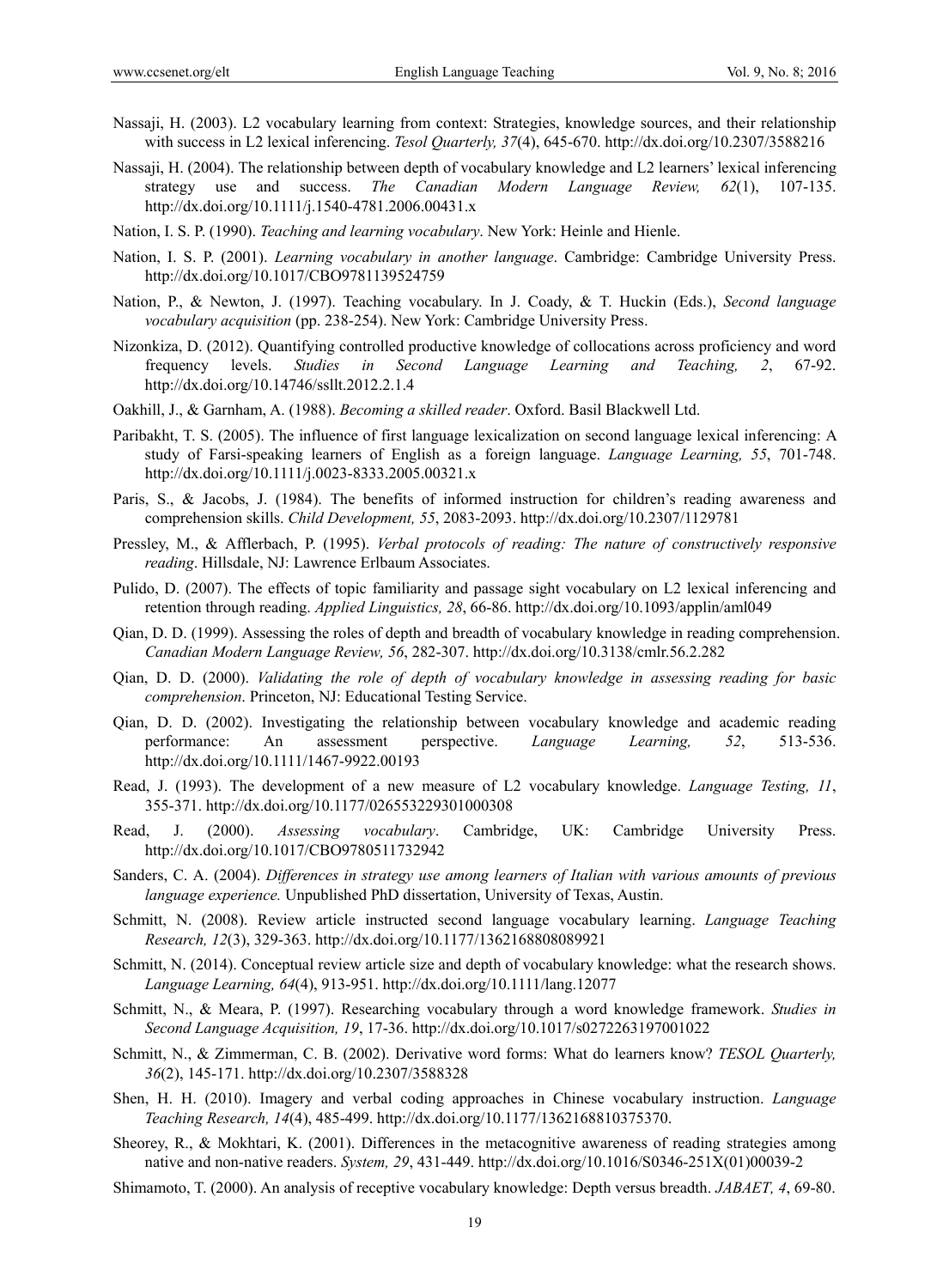Nassaji, H. (2003). L2 vocabulary learning from context: Strategies, knowledge sources, and their relationship with success in L2 lexical inferencing. *Tesol Quarterly, 37*(4), 645-670. http://dx.doi.org/10.2307/3588216

Nassaji, H. (2004). The relationship between depth of vocabulary knowledge and L2 learners' lexical inferencing strategy use and success. *The Canadian Modern Language Review, 62*(1), 107-135. http://dx.doi.org/10.1111/j.1540-4781.2006.00431.x

Nation, I. S. P. (1990). *Teaching and learning vocabulary*. New York: Heinle and Hienle.

Nation, I. S. P. (2001). *Learning vocabulary in another language*. Cambridge: Cambridge University Press. http://dx.doi.org/10.1017/CBO9781139524759

Nation, P., & Newton, J. (1997). Teaching vocabulary. In J. Coady, & T. Huckin (Eds.), *Second language vocabulary acquisition* (pp. 238-254). New York: Cambridge University Press.

Nizonkiza, D. (2012). Quantifying controlled productive knowledge of collocations across proficiency and word frequency levels. *Studies in Second Language Learning and Teaching, 2*, 67-92. http://dx.doi.org/10.14746/ssllt.2012.2.1.4

Oakhill, J., & Garnham, A. (1988). *Becoming a skilled reader*. Oxford. Basil Blackwell Ltd.

Paribakht, T. S. (2005). The influence of first language lexicalization on second language lexical inferencing: A study of Farsi-speaking learners of English as a foreign language. *Language Learning, 55*, 701-748. http://dx.doi.org/10.1111/j.0023-8333.2005.00321.x

Paris, S., & Jacobs, J. (1984). The benefits of informed instruction for children's reading awareness and comprehension skills. *Child Development, 55*, 2083-2093. http://dx.doi.org/10.2307/1129781

Pressley, M., & Afflerbach, P. (1995). *Verbal protocols of reading: The nature of constructively responsive reading*. Hillsdale, NJ: Lawrence Erlbaum Associates.

Pulido, D. (2007). The effects of topic familiarity and passage sight vocabulary on L2 lexical inferencing and retention through reading. *Applied Linguistics, 28*, 66-86. http://dx.doi.org/10.1093/applin/aml049

Qian, D. D. (1999). Assessing the roles of depth and breadth of vocabulary knowledge in reading comprehension. *Canadian Modern Language Review, 56*, 282-307. http://dx.doi.org/10.3138/cmlr.56.2.282

Qian, D. D. (2000). *Validating the role of depth of vocabulary knowledge in assessing reading for basic comprehension*. Princeton, NJ: Educational Testing Service.

Qian, D. D. (2002). Investigating the relationship between vocabulary knowledge and academic reading performance: An assessment perspective. *Language Learning, 52*, 513-536. http://dx.doi.org/10.1111/1467-9922.00193

Read, J. (1993). The development of a new measure of L2 vocabulary knowledge. *Language Testing, 11*, 355-371. http://dx.doi.org/10.1177/026553229301000308

Read, J. (2000). *Assessing vocabulary*. Cambridge, UK: Cambridge University Press. http://dx.doi.org/10.1017/CBO9780511732942

Sanders, C. A. (2004). *Differences in strategy use among learners of Italian with various amounts of previous language experience.* Unpublished PhD dissertation, University of Texas, Austin.

Schmitt, N. (2008). Review article instructed second language vocabulary learning. *Language Teaching Research, 12*(3), 329-363. http://dx.doi.org/10.1177/1362168808089921

Schmitt, N. (2014). Conceptual review article size and depth of vocabulary knowledge: what the research shows. *Language Learning, 64*(4), 913-951. http://dx.doi.org/10.1111/lang.12077

Schmitt, N., & Meara, P. (1997). Researching vocabulary through a word knowledge framework. *Studies in Second Language Acquisition, 19*, 17-36. http://dx.doi.org/10.1017/s0272263197001022

Schmitt, N., & Zimmerman, C. B. (2002). Derivative word forms: What do learners know? *TESOL Quarterly, 36*(2), 145-171. http://dx.doi.org/10.2307/3588328

Shen, H. H. (2010). Imagery and verbal coding approaches in Chinese vocabulary instruction. *Language Teaching Research, 14*(4), 485-499. http://dx.doi.org/10.1177/1362168810375370.

Sheorey, R., & Mokhtari, K. (2001). Differences in the metacognitive awareness of reading strategies among native and non-native readers. *System, 29*, 431-449. http://dx.doi.org/10.1016/S0346-251X(01)00039-2

Shimamoto, T. (2000). An analysis of receptive vocabulary knowledge: Depth versus breadth. *JABAET, 4*, 69-80.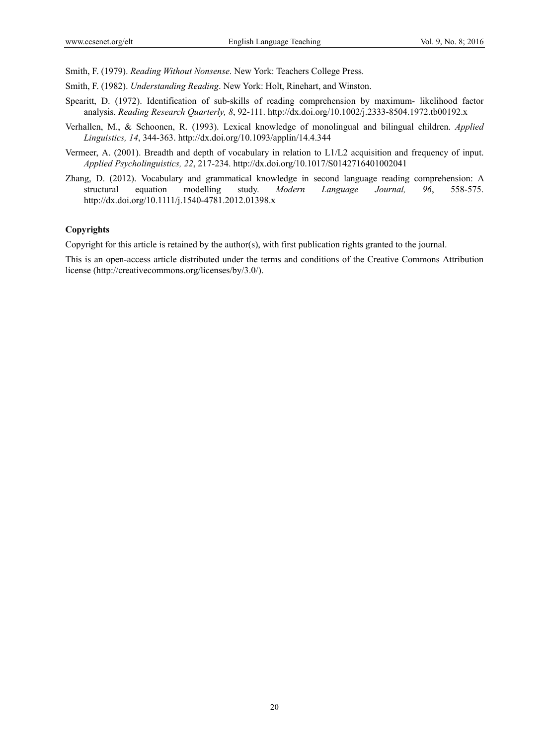Smith, F. (1979). *Reading Without Nonsense*. New York: Teachers College Press.

Smith, F. (1982). *Understanding Reading*. New York: Holt, Rinehart, and Winston.

Spearitt, D. (1972). Identification of sub-skills of reading comprehension by maximum- likelihood factor analysis. *Reading Research Quarterly, 8*, 92-111. http://dx.doi.org/10.1002/j.2333-8504.1972.tb00192.x

Verhallen, M., & Schoonen, R. (1993). Lexical knowledge of monolingual and bilingual children. *Applied Linguistics, 14*, 344-363. http://dx.doi.org/10.1093/applin/14.4.344

Vermeer, A. (2001). Breadth and depth of vocabulary in relation to L1/L2 acquisition and frequency of input. *Applied Psycholinguistics, 22*, 217-234. http://dx.doi.org/10.1017/S0142716401002041

Zhang, D. (2012). Vocabulary and grammatical knowledge in second language reading comprehension: A structural equation modelling study. *Modern Language Journal, 96*, 558-575. http://dx.doi.org/10.1111/j.1540-4781.2012.01398.x

**Copyrights**

Copyright for this article is retained by the author(s), with first publication rights granted to the journal.

This is an open-access article distributed under the terms and conditions of the Creative Commons Attribution license (http://creativecommons.org/licenses/by/3.0/).